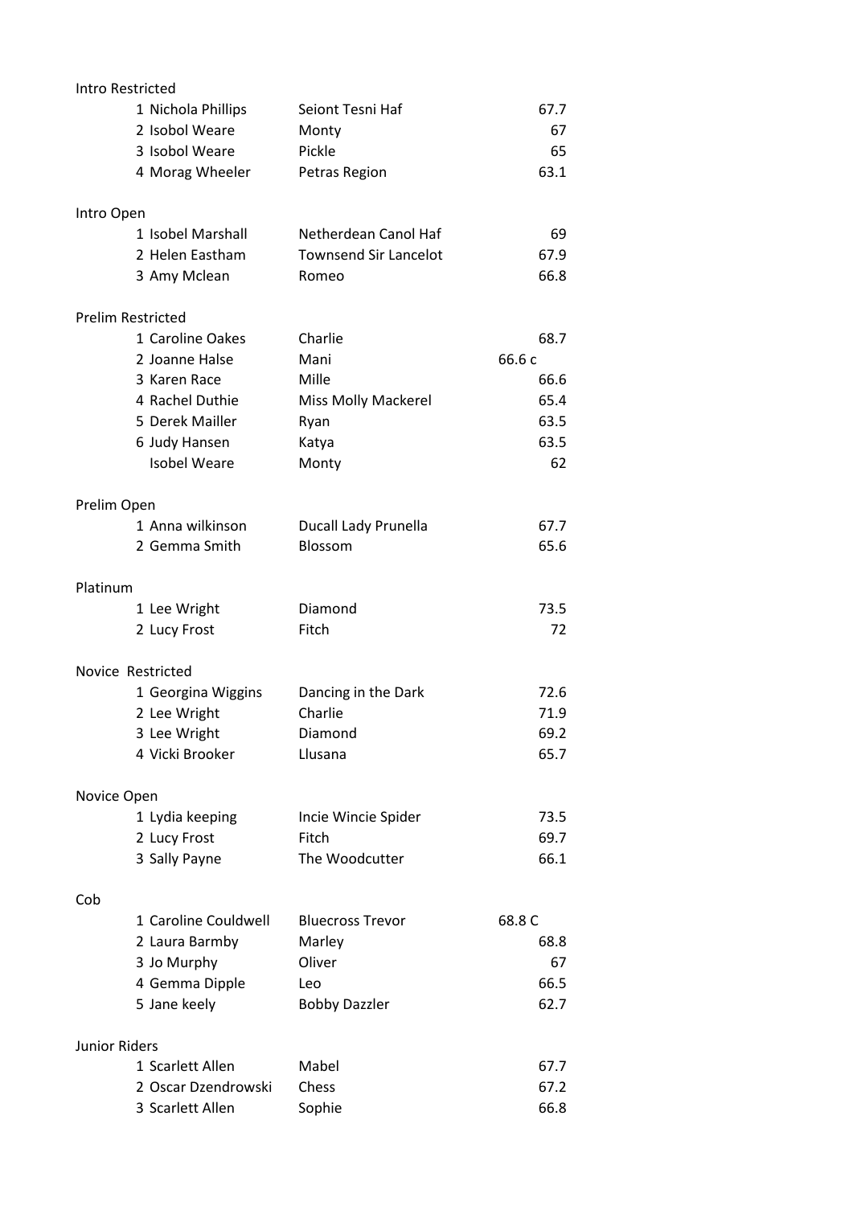Intro Restricted

| | | | |
|---|---|---|---|
| 1 | Nichola Phillips | Seiont Tesni Haf | 67.7 |
| 2 | Isobol Weare | Monty | 67 |
| 3 | Isobol Weare | Pickle | 65 |
| 4 | Morag Wheeler | Petras Region | 63.1 |

Intro Open

| | | | |
|---|---|---|---|
| 1 | Isobel Marshall | Netherdean Canol Haf | 69 |
| 2 | Helen Eastham | Townsend Sir Lancelot | 67.9 |
| 3 | Amy Mclean | Romeo | 66.8 |

Prelim Restricted

| | | | |
|---|---|---|---|
| 1 | Caroline Oakes | Charlie | 68.7 |
| 2 | Joanne Halse | Mani | 66.6 c |
| 3 | Karen Race | Mille | 66.6 |
| 4 | Rachel Duthie | Miss Molly Mackerel | 65.4 |
| 5 | Derek Mailler | Ryan | 63.5 |
| 6 | Judy Hansen | Katya | 63.5 |
| | Isobel Weare | Monty | 62 |

Prelim Open

| | | | |
|---|---|---|---|
| 1 | Anna wilkinson | Ducall Lady Prunella | 67.7 |
| 2 | Gemma Smith | Blossom | 65.6 |

Platinum

| | | | |
|---|---|---|---|
| 1 | Lee Wright | Diamond | 73.5 |
| 2 | Lucy Frost | Fitch | 72 |

Novice Restricted

| | | | |
|---|---|---|---|
| 1 | Georgina Wiggins | Dancing in the Dark | 72.6 |
| 2 | Lee Wright | Charlie | 71.9 |
| 3 | Lee Wright | Diamond | 69.2 |
| 4 | Vicki Brooker | Llusana | 65.7 |

Novice Open

| | | | |
|---|---|---|---|
| 1 | Lydia keeping | Incie Wincie Spider | 73.5 |
| 2 | Lucy Frost | Fitch | 69.7 |
| 3 | Sally Payne | The Woodcutter | 66.1 |

Cob

| | | | |
|---|---|---|---|
| 1 | Caroline Couldwell | Bluecross Trevor | 68.8 C |
| 2 | Laura Barmby | Marley | 68.8 |
| 3 | Jo Murphy | Oliver | 67 |
| 4 | Gemma Dipple | Leo | 66.5 |
| 5 | Jane keely | Bobby Dazzler | 62.7 |

Junior Riders

| | | | |
|---|---|---|---|
| 1 | Scarlett Allen | Mabel | 67.7 |
| 2 | Oscar Dzendrowski | Chess | 67.2 |
| 3 | Scarlett Allen | Sophie | 66.8 |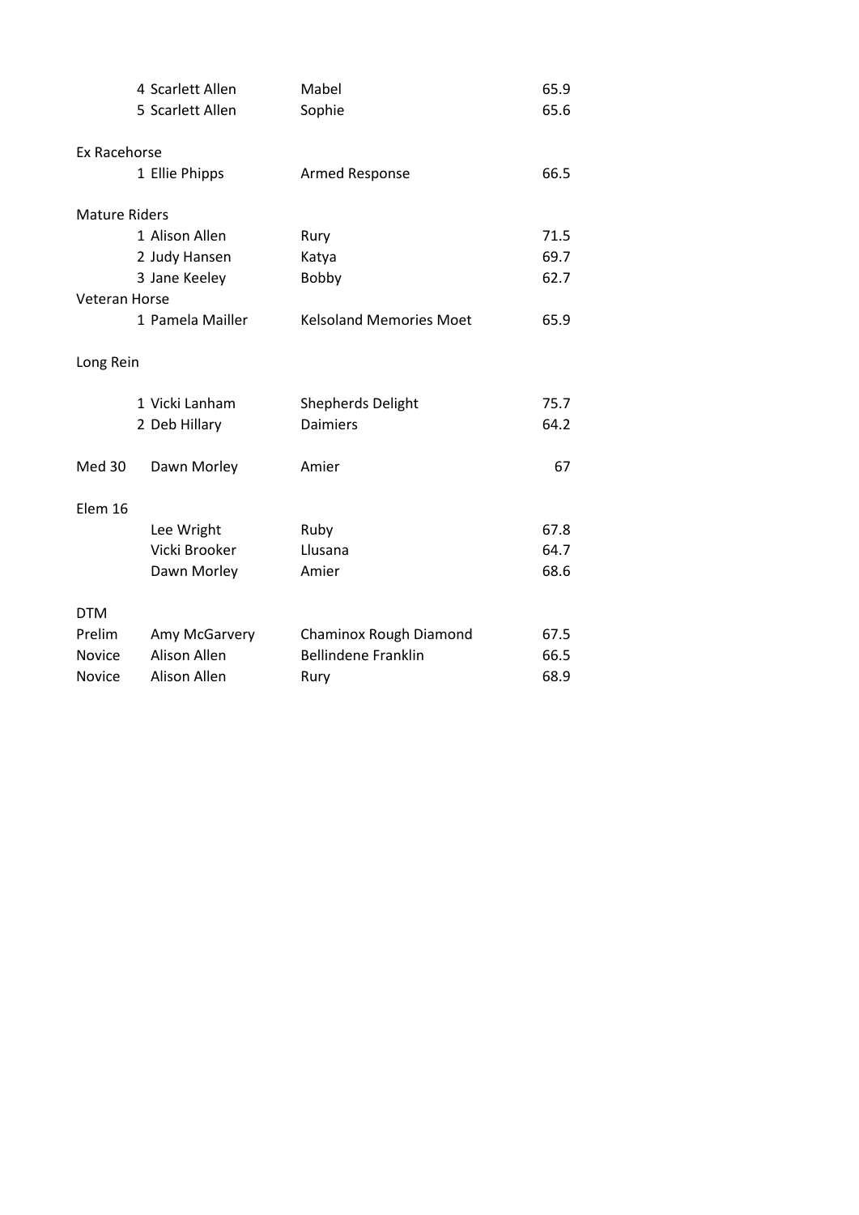| | | | |
|---|---|---|---|
| | 4 Scarlett Allen | Mabel | 65.9 |
| | 5 Scarlett Allen | Sophie | 65.6 |
| | | | |
| Ex Racehorse | | | |
| | 1 Ellie Phipps | Armed Response | 66.5 |
| | | | |
| Mature Riders | | | |
| | 1 Alison Allen | Rury | 71.5 |
| | 2 Judy Hansen | Katya | 69.7 |
| | 3 Jane Keeley | Bobby | 62.7 |
| Veteran Horse | | | |
| | 1 Pamela Mailler | Kelsoland Memories Moet | 65.9 |
| | | | |
| Long Rein | | | |
| | | | |
| | 1 Vicki Lanham | Shepherds Delight | 75.7 |
| | 2 Deb Hillary | Daimiers | 64.2 |
| | | | |
| Med 30 | Dawn Morley | Amier | 67 |
| | | | |
| Elem 16 | | | |
| | Lee Wright | Ruby | 67.8 |
| | Vicki Brooker | Llusana | 64.7 |
| | Dawn Morley | Amier | 68.6 |
| | | | |
| DTM | | | |
| Prelim | Amy McGarvery | Chaminox Rough Diamond | 67.5 |
| Novice | Alison Allen | Bellindene Franklin | 66.5 |
| Novice | Alison Allen | Rury | 68.9 |